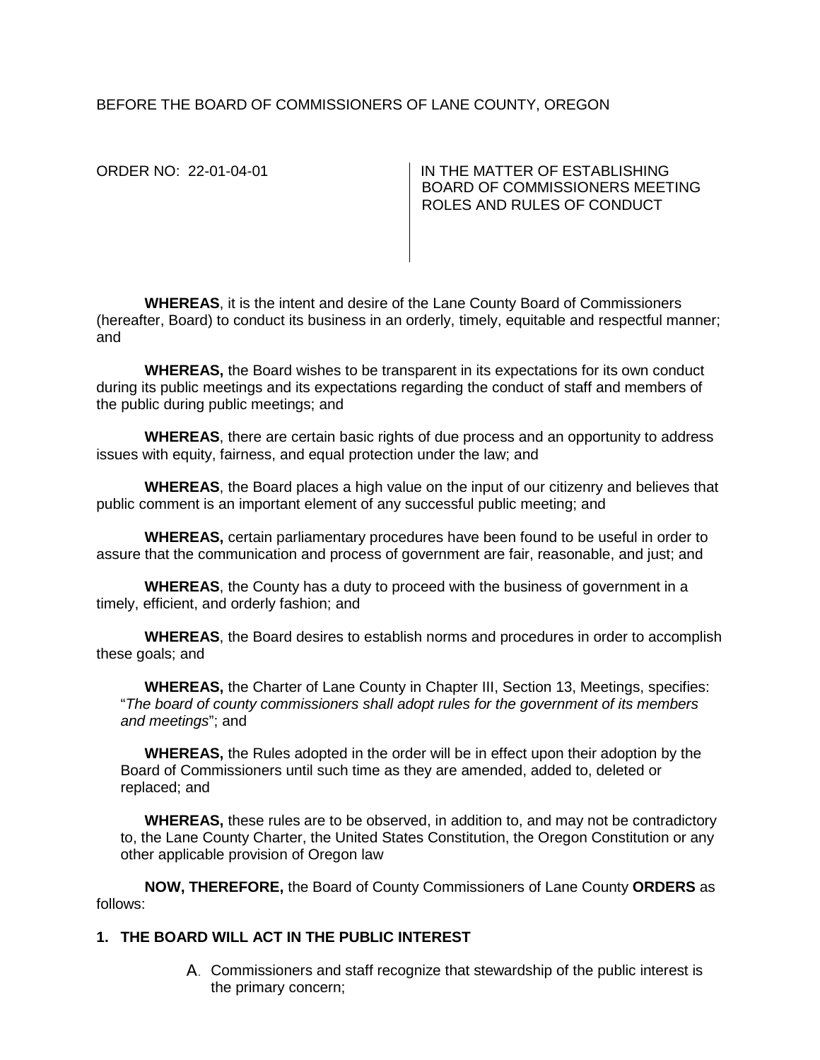BEFORE THE BOARD OF COMMISSIONERS OF LANE COUNTY, OREGON

| ORDER NO: 22-01-04-01 | IN THE MATTER OF ESTABLISHING BOARD OF COMMISSIONERS MEETING ROLES AND RULES OF CONDUCT |
|---|---|

**WHEREAS**, it is the intent and desire of the Lane County Board of Commissioners (hereafter, Board) to conduct its business in an orderly, timely, equitable and respectful manner; and

**WHEREAS,** the Board wishes to be transparent in its expectations for its own conduct during its public meetings and its expectations regarding the conduct of staff and members of the public during public meetings; and

**WHEREAS**, there are certain basic rights of due process and an opportunity to address issues with equity, fairness, and equal protection under the law; and

**WHEREAS**, the Board places a high value on the input of our citizenry and believes that public comment is an important element of any successful public meeting; and

**WHEREAS,** certain parliamentary procedures have been found to be useful in order to assure that the communication and process of government are fair, reasonable, and just; and

**WHEREAS**, the County has a duty to proceed with the business of government in a timely, efficient, and orderly fashion; and

**WHEREAS**, the Board desires to establish norms and procedures in order to accomplish these goals; and

**WHEREAS,** the Charter of Lane County in Chapter III, Section 13, Meetings, specifies: "*The board of county commissioners shall adopt rules for the government of its members and meetings*"; and

**WHEREAS,** the Rules adopted in the order will be in effect upon their adoption by the Board of Commissioners until such time as they are amended, added to, deleted or replaced; and

**WHEREAS,** these rules are to be observed, in addition to, and may not be contradictory to, the Lane County Charter, the United States Constitution, the Oregon Constitution or any other applicable provision of Oregon law

**NOW, THEREFORE,** the Board of County Commissioners of Lane County **ORDERS** as follows:

**1. THE BOARD WILL ACT IN THE PUBLIC INTEREST**

A. Commissioners and staff recognize that stewardship of the public interest is the primary concern;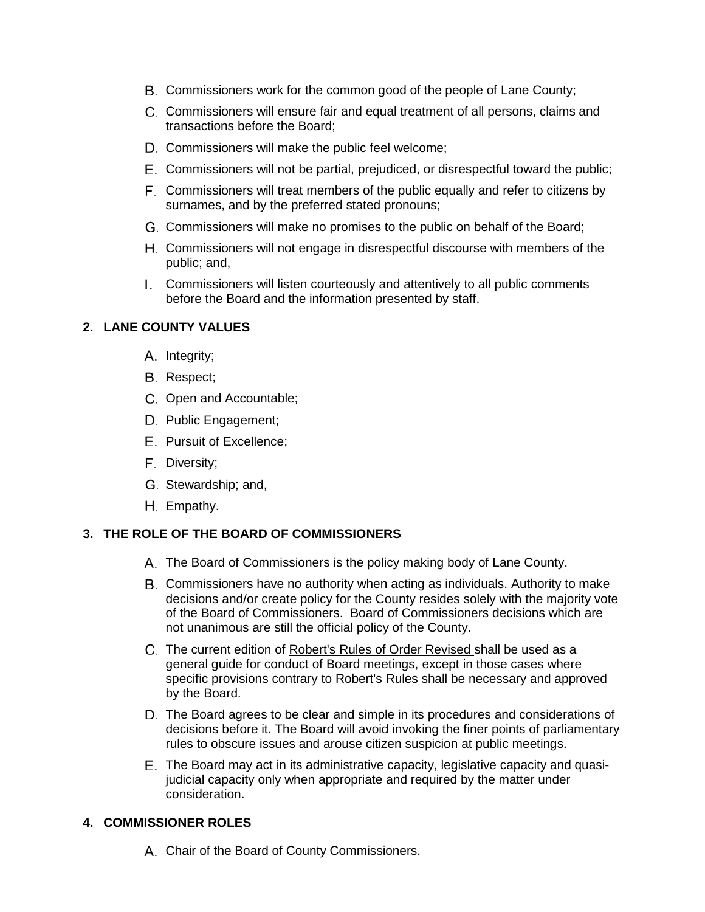B. Commissioners work for the common good of the people of Lane County;

C. Commissioners will ensure fair and equal treatment of all persons, claims and transactions before the Board;

D. Commissioners will make the public feel welcome;

E. Commissioners will not be partial, prejudiced, or disrespectful toward the public;

F. Commissioners will treat members of the public equally and refer to citizens by surnames, and by the preferred stated pronouns;

G. Commissioners will make no promises to the public on behalf of the Board;

H. Commissioners will not engage in disrespectful discourse with members of the public; and,

I. Commissioners will listen courteously and attentively to all public comments before the Board and the information presented by staff.

**2. LANE COUNTY VALUES**

A. Integrity;

B. Respect;

C. Open and Accountable;

D. Public Engagement;

E. Pursuit of Excellence;

F. Diversity;

G. Stewardship; and,

H. Empathy.

**3. THE ROLE OF THE BOARD OF COMMISSIONERS**

A. The Board of Commissioners is the policy making body of Lane County.

B. Commissioners have no authority when acting as individuals. Authority to make decisions and/or create policy for the County resides solely with the majority vote of the Board of Commissioners. Board of Commissioners decisions which are not unanimous are still the official policy of the County.

C. The current edition of Robert's Rules of Order Revised shall be used as a general guide for conduct of Board meetings, except in those cases where specific provisions contrary to Robert's Rules shall be necessary and approved by the Board.

D. The Board agrees to be clear and simple in its procedures and considerations of decisions before it. The Board will avoid invoking the finer points of parliamentary rules to obscure issues and arouse citizen suspicion at public meetings.

E. The Board may act in its administrative capacity, legislative capacity and quasi-judicial capacity only when appropriate and required by the matter under consideration.

**4. COMMISSIONER ROLES**

A. Chair of the Board of County Commissioners.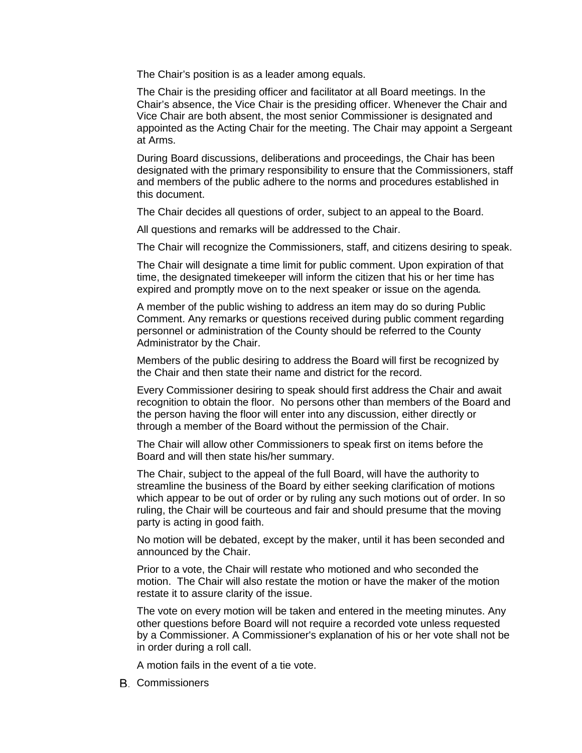The Chair's position is as a leader among equals.

The Chair is the presiding officer and facilitator at all Board meetings. In the Chair's absence, the Vice Chair is the presiding officer. Whenever the Chair and Vice Chair are both absent, the most senior Commissioner is designated and appointed as the Acting Chair for the meeting. The Chair may appoint a Sergeant at Arms.

During Board discussions, deliberations and proceedings, the Chair has been designated with the primary responsibility to ensure that the Commissioners, staff and members of the public adhere to the norms and procedures established in this document.

The Chair decides all questions of order, subject to an appeal to the Board.

All questions and remarks will be addressed to the Chair.

The Chair will recognize the Commissioners, staff, and citizens desiring to speak.

The Chair will designate a time limit for public comment. Upon expiration of that time, the designated timekeeper will inform the citizen that his or her time has expired and promptly move on to the next speaker or issue on the agenda.

A member of the public wishing to address an item may do so during Public Comment. Any remarks or questions received during public comment regarding personnel or administration of the County should be referred to the County Administrator by the Chair.

Members of the public desiring to address the Board will first be recognized by the Chair and then state their name and district for the record.

Every Commissioner desiring to speak should first address the Chair and await recognition to obtain the floor. No persons other than members of the Board and the person having the floor will enter into any discussion, either directly or through a member of the Board without the permission of the Chair.

The Chair will allow other Commissioners to speak first on items before the Board and will then state his/her summary.

The Chair, subject to the appeal of the full Board, will have the authority to streamline the business of the Board by either seeking clarification of motions which appear to be out of order or by ruling any such motions out of order. In so ruling, the Chair will be courteous and fair and should presume that the moving party is acting in good faith.

No motion will be debated, except by the maker, until it has been seconded and announced by the Chair.

Prior to a vote, the Chair will restate who motioned and who seconded the motion. The Chair will also restate the motion or have the maker of the motion restate it to assure clarity of the issue.

The vote on every motion will be taken and entered in the meeting minutes. Any other questions before Board will not require a recorded vote unless requested by a Commissioner. A Commissioner's explanation of his or her vote shall not be in order during a roll call.

A motion fails in the event of a tie vote.

B. Commissioners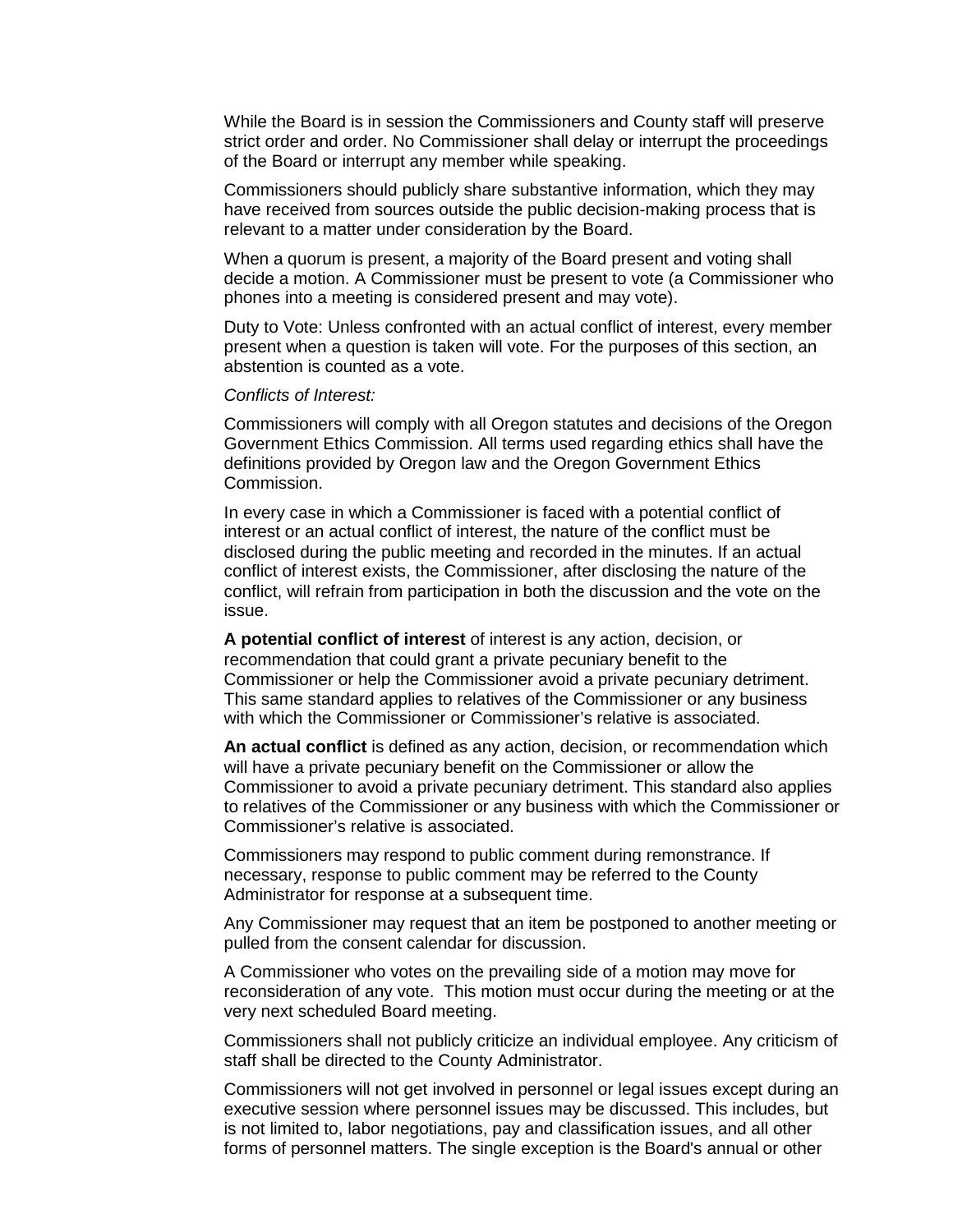While the Board is in session the Commissioners and County staff will preserve strict order and order. No Commissioner shall delay or interrupt the proceedings of the Board or interrupt any member while speaking.

Commissioners should publicly share substantive information, which they may have received from sources outside the public decision-making process that is relevant to a matter under consideration by the Board.

When a quorum is present, a majority of the Board present and voting shall decide a motion. A Commissioner must be present to vote (a Commissioner who phones into a meeting is considered present and may vote).

Duty to Vote: Unless confronted with an actual conflict of interest, every member present when a question is taken will vote. For the purposes of this section, an abstention is counted as a vote.

*Conflicts of Interest:*

Commissioners will comply with all Oregon statutes and decisions of the Oregon Government Ethics Commission. All terms used regarding ethics shall have the definitions provided by Oregon law and the Oregon Government Ethics Commission.

In every case in which a Commissioner is faced with a potential conflict of interest or an actual conflict of interest, the nature of the conflict must be disclosed during the public meeting and recorded in the minutes. If an actual conflict of interest exists, the Commissioner, after disclosing the nature of the conflict, will refrain from participation in both the discussion and the vote on the issue.

**A potential conflict of interest** of interest is any action, decision, or recommendation that could grant a private pecuniary benefit to the Commissioner or help the Commissioner avoid a private pecuniary detriment. This same standard applies to relatives of the Commissioner or any business with which the Commissioner or Commissioner's relative is associated.

**An actual conflict** is defined as any action, decision, or recommendation which will have a private pecuniary benefit on the Commissioner or allow the Commissioner to avoid a private pecuniary detriment. This standard also applies to relatives of the Commissioner or any business with which the Commissioner or Commissioner's relative is associated.

Commissioners may respond to public comment during remonstrance. If necessary, response to public comment may be referred to the County Administrator for response at a subsequent time.

Any Commissioner may request that an item be postponed to another meeting or pulled from the consent calendar for discussion.

A Commissioner who votes on the prevailing side of a motion may move for reconsideration of any vote. This motion must occur during the meeting or at the very next scheduled Board meeting.

Commissioners shall not publicly criticize an individual employee. Any criticism of staff shall be directed to the County Administrator.

Commissioners will not get involved in personnel or legal issues except during an executive session where personnel issues may be discussed. This includes, but is not limited to, labor negotiations, pay and classification issues, and all other forms of personnel matters. The single exception is the Board's annual or other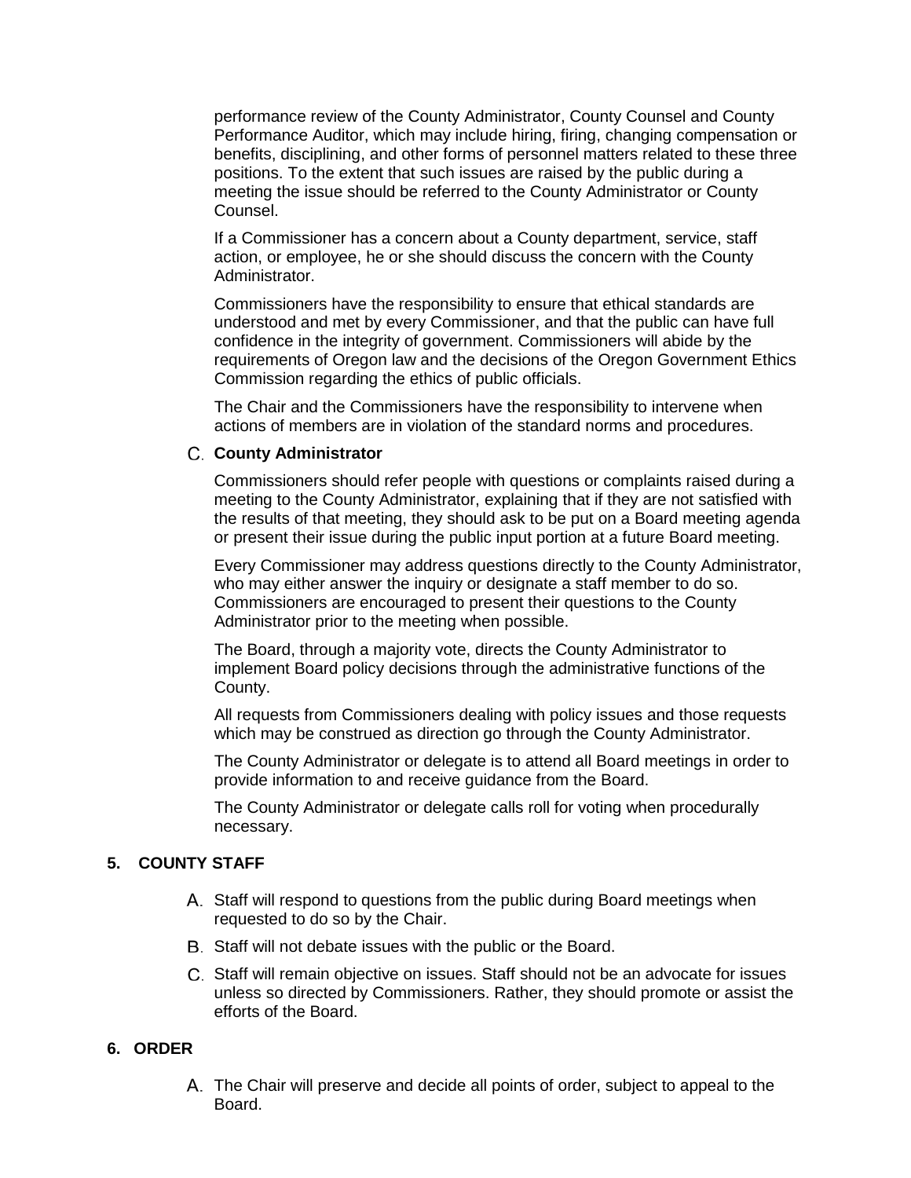performance review of the County Administrator, County Counsel and County Performance Auditor, which may include hiring, firing, changing compensation or benefits, disciplining, and other forms of personnel matters related to these three positions. To the extent that such issues are raised by the public during a meeting the issue should be referred to the County Administrator or County Counsel.

If a Commissioner has a concern about a County department, service, staff action, or employee, he or she should discuss the concern with the County Administrator.

Commissioners have the responsibility to ensure that ethical standards are understood and met by every Commissioner, and that the public can have full confidence in the integrity of government. Commissioners will abide by the requirements of Oregon law and the decisions of the Oregon Government Ethics Commission regarding the ethics of public officials.

The Chair and the Commissioners have the responsibility to intervene when actions of members are in violation of the standard norms and procedures.

C. **County Administrator**

Commissioners should refer people with questions or complaints raised during a meeting to the County Administrator, explaining that if they are not satisfied with the results of that meeting, they should ask to be put on a Board meeting agenda or present their issue during the public input portion at a future Board meeting.

Every Commissioner may address questions directly to the County Administrator, who may either answer the inquiry or designate a staff member to do so. Commissioners are encouraged to present their questions to the County Administrator prior to the meeting when possible.

The Board, through a majority vote, directs the County Administrator to implement Board policy decisions through the administrative functions of the County.

All requests from Commissioners dealing with policy issues and those requests which may be construed as direction go through the County Administrator.

The County Administrator or delegate is to attend all Board meetings in order to provide information to and receive guidance from the Board.

The County Administrator or delegate calls roll for voting when procedurally necessary.

## 5. COUNTY STAFF

A. Staff will respond to questions from the public during Board meetings when requested to do so by the Chair.

B. Staff will not debate issues with the public or the Board.

C. Staff will remain objective on issues. Staff should not be an advocate for issues unless so directed by Commissioners. Rather, they should promote or assist the efforts of the Board.

## 6. ORDER

A. The Chair will preserve and decide all points of order, subject to appeal to the Board.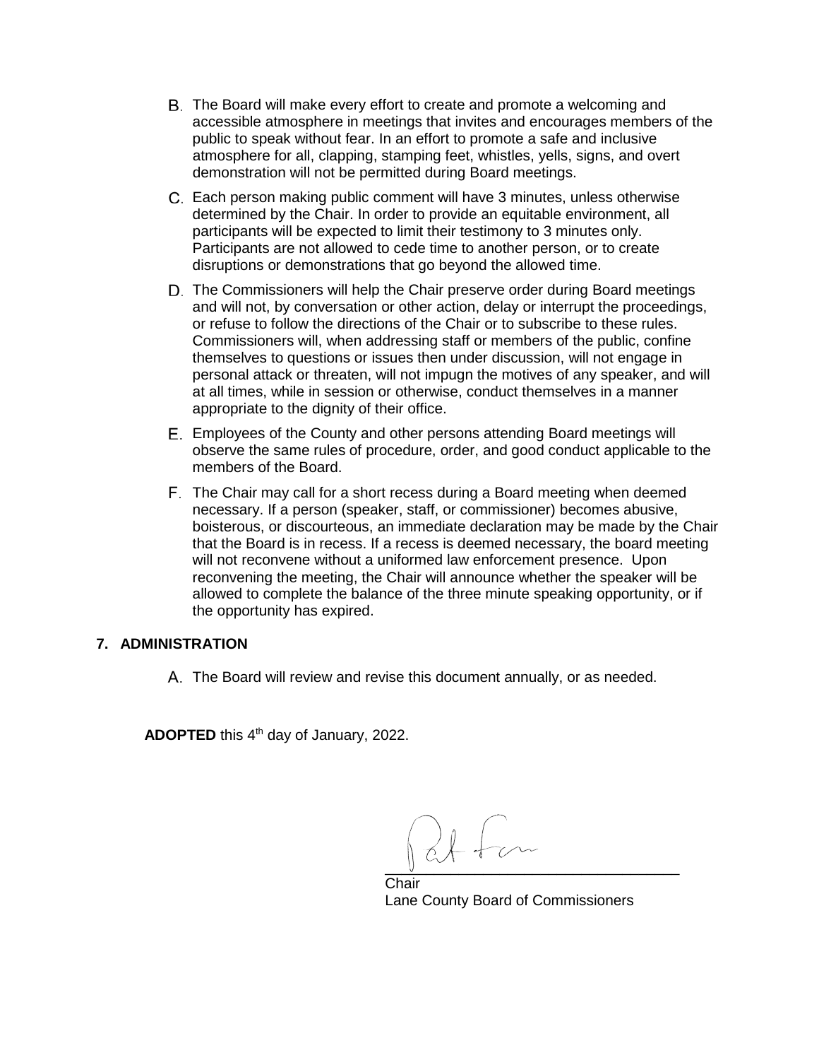B. The Board will make every effort to create and promote a welcoming and accessible atmosphere in meetings that invites and encourages members of the public to speak without fear. In an effort to promote a safe and inclusive atmosphere for all, clapping, stamping feet, whistles, yells, signs, and overt demonstration will not be permitted during Board meetings.

C. Each person making public comment will have 3 minutes, unless otherwise determined by the Chair. In order to provide an equitable environment, all participants will be expected to limit their testimony to 3 minutes only. Participants are not allowed to cede time to another person, or to create disruptions or demonstrations that go beyond the allowed time.

D. The Commissioners will help the Chair preserve order during Board meetings and will not, by conversation or other action, delay or interrupt the proceedings, or refuse to follow the directions of the Chair or to subscribe to these rules. Commissioners will, when addressing staff or members of the public, confine themselves to questions or issues then under discussion, will not engage in personal attack or threaten, will not impugn the motives of any speaker, and will at all times, while in session or otherwise, conduct themselves in a manner appropriate to the dignity of their office.

E. Employees of the County and other persons attending Board meetings will observe the same rules of procedure, order, and good conduct applicable to the members of the Board.

F. The Chair may call for a short recess during a Board meeting when deemed necessary. If a person (speaker, staff, or commissioner) becomes abusive, boisterous, or discourteous, an immediate declaration may be made by the Chair that the Board is in recess. If a recess is deemed necessary, the board meeting will not reconvene without a uniformed law enforcement presence. Upon reconvening the meeting, the Chair will announce whether the speaker will be allowed to complete the balance of the three minute speaking opportunity, or if the opportunity has expired.

## 7. ADMINISTRATION

A. The Board will review and revise this document annually, or as needed.

**ADOPTED** this 4th day of January, 2022.

\_\_\_\_\_\_\_\_\_\_\_\_\_\_\_\_\_\_\_\_\_\_\_\_\_\_\_\_\_\_\_\_\_\_\_
Chair
Lane County Board of Commissioners